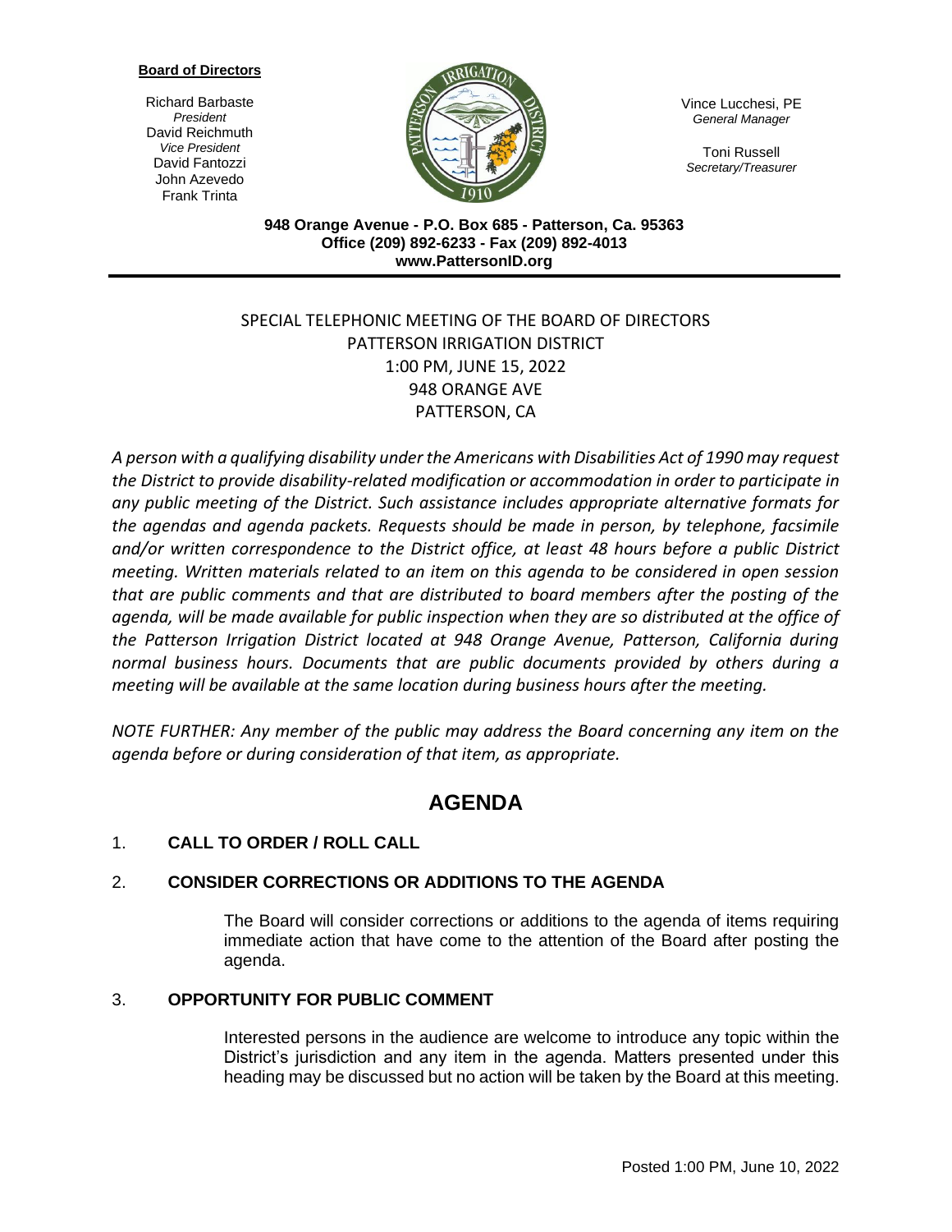**Board of Directors**

Richard Barbaste
*President*
David Reichmuth
*Vice President*
David Fantozzi
John Azevedo
Frank Trinta

Vince Lucchesi, PE
*General Manager*

Toni Russell
*Secretary/Treasurer*

**948 Orange Avenue - P.O. Box 685 - Patterson, Ca. 95363**
**Office (209) 892-6233 - Fax (209) 892-4013**
**www.PattersonID.org**

SPECIAL TELEPHONIC MEETING OF THE BOARD OF DIRECTORS
PATTERSON IRRIGATION DISTRICT
1:00 PM, JUNE 15, 2022
948 ORANGE AVE
PATTERSON, CA

*A person with a qualifying disability under the Americans with Disabilities Act of 1990 may request the District to provide disability-related modification or accommodation in order to participate in any public meeting of the District. Such assistance includes appropriate alternative formats for the agendas and agenda packets. Requests should be made in person, by telephone, facsimile and/or written correspondence to the District office, at least 48 hours before a public District meeting. Written materials related to an item on this agenda to be considered in open session that are public comments and that are distributed to board members after the posting of the agenda, will be made available for public inspection when they are so distributed at the office of the Patterson Irrigation District located at 948 Orange Avenue, Patterson, California during normal business hours. Documents that are public documents provided by others during a meeting will be available at the same location during business hours after the meeting.*

*NOTE FURTHER: Any member of the public may address the Board concerning any item on the agenda before or during consideration of that item, as appropriate.*

# AGENDA

1. **CALL TO ORDER / ROLL CALL**

2. **CONSIDER CORRECTIONS OR ADDITIONS TO THE AGENDA**

   The Board will consider corrections or additions to the agenda of items requiring immediate action that have come to the attention of the Board after posting the agenda.

3. **OPPORTUNITY FOR PUBLIC COMMENT**

   Interested persons in the audience are welcome to introduce any topic within the District's jurisdiction and any item in the agenda. Matters presented under this heading may be discussed but no action will be taken by the Board at this meeting.

Posted 1:00 PM, June 10, 2022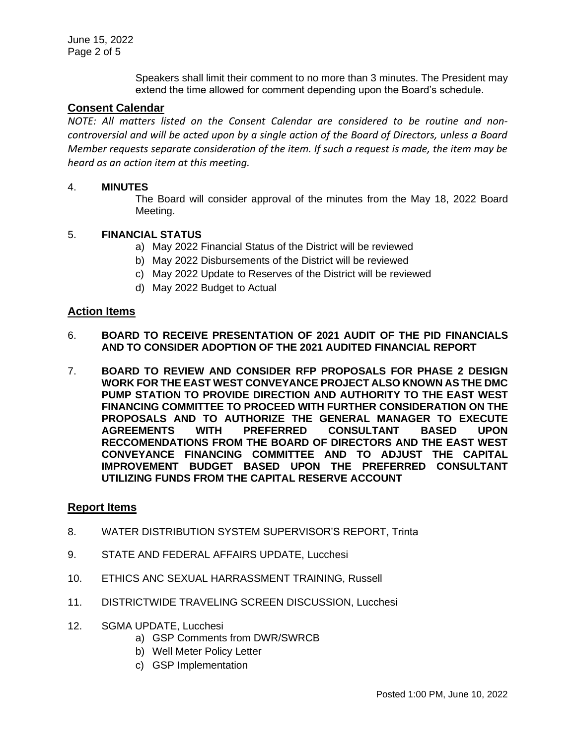Speakers shall limit their comment to no more than 3 minutes. The President may extend the time allowed for comment depending upon the Board's schedule.

## Consent Calendar

*NOTE: All matters listed on the Consent Calendar are considered to be routine and non-controversial and will be acted upon by a single action of the Board of Directors, unless a Board Member requests separate consideration of the item. If such a request is made, the item may be heard as an action item at this meeting.*

4. **MINUTES**

   The Board will consider approval of the minutes from the May 18, 2022 Board Meeting.

5. **FINANCIAL STATUS**
   a) May 2022 Financial Status of the District will be reviewed
   b) May 2022 Disbursements of the District will be reviewed
   c) May 2022 Update to Reserves of the District will be reviewed
   d) May 2022 Budget to Actual

## Action Items

6. **BOARD TO RECEIVE PRESENTATION OF 2021 AUDIT OF THE PID FINANCIALS AND TO CONSIDER ADOPTION OF THE 2021 AUDITED FINANCIAL REPORT**

7. **BOARD TO REVIEW AND CONSIDER RFP PROPOSALS FOR PHASE 2 DESIGN WORK FOR THE EAST WEST CONVEYANCE PROJECT ALSO KNOWN AS THE DMC PUMP STATION TO PROVIDE DIRECTION AND AUTHORITY TO THE EAST WEST FINANCING COMMITTEE TO PROCEED WITH FURTHER CONSIDERATION ON THE PROPOSALS AND TO AUTHORIZE THE GENERAL MANAGER TO EXECUTE AGREEMENTS WITH PREFERRED CONSULTANT BASED UPON RECCOMENDATIONS FROM THE BOARD OF DIRECTORS AND THE EAST WEST CONVEYANCE FINANCING COMMITTEE AND TO ADJUST THE CAPITAL IMPROVEMENT BUDGET BASED UPON THE PREFERRED CONSULTANT UTILIZING FUNDS FROM THE CAPITAL RESERVE ACCOUNT**

## Report Items

8. WATER DISTRIBUTION SYSTEM SUPERVISOR'S REPORT, Trinta

9. STATE AND FEDERAL AFFAIRS UPDATE, Lucchesi

10. ETHICS ANC SEXUAL HARRASSMENT TRAINING, Russell

11. DISTRICTWIDE TRAVELING SCREEN DISCUSSION, Lucchesi

12. SGMA UPDATE, Lucchesi
    a) GSP Comments from DWR/SWRCB
    b) Well Meter Policy Letter
    c) GSP Implementation

Posted 1:00 PM, June 10, 2022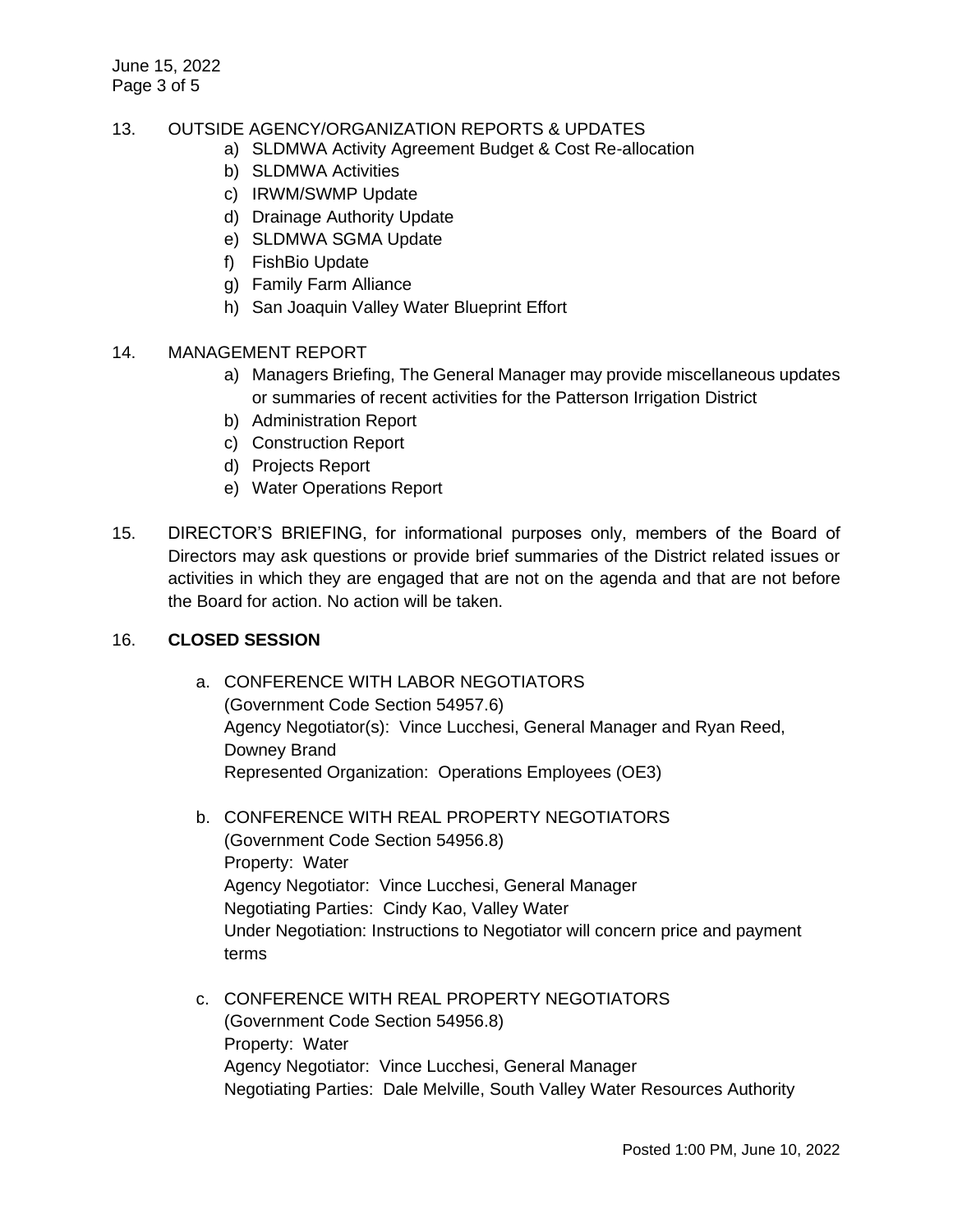13. OUTSIDE AGENCY/ORGANIZATION REPORTS & UPDATES
    a) SLDMWA Activity Agreement Budget & Cost Re-allocation
    b) SLDMWA Activities
    c) IRWM/SWMP Update
    d) Drainage Authority Update
    e) SLDMWA SGMA Update
    f) FishBio Update
    g) Family Farm Alliance
    h) San Joaquin Valley Water Blueprint Effort

14. MANAGEMENT REPORT
    a) Managers Briefing, The General Manager may provide miscellaneous updates or summaries of recent activities for the Patterson Irrigation District
    b) Administration Report
    c) Construction Report
    d) Projects Report
    e) Water Operations Report

15. DIRECTOR'S BRIEFING, for informational purposes only, members of the Board of Directors may ask questions or provide brief summaries of the District related issues or activities in which they are engaged that are not on the agenda and that are not before the Board for action. No action will be taken.

16. **CLOSED SESSION**

    a. CONFERENCE WITH LABOR NEGOTIATORS
       (Government Code Section 54957.6)
       Agency Negotiator(s): Vince Lucchesi, General Manager and Ryan Reed, Downey Brand
       Represented Organization: Operations Employees (OE3)

    b. CONFERENCE WITH REAL PROPERTY NEGOTIATORS
       (Government Code Section 54956.8)
       Property: Water
       Agency Negotiator: Vince Lucchesi, General Manager
       Negotiating Parties: Cindy Kao, Valley Water
       Under Negotiation: Instructions to Negotiator will concern price and payment terms

    c. CONFERENCE WITH REAL PROPERTY NEGOTIATORS
       (Government Code Section 54956.8)
       Property: Water
       Agency Negotiator: Vince Lucchesi, General Manager
       Negotiating Parties: Dale Melville, South Valley Water Resources Authority

Posted 1:00 PM, June 10, 2022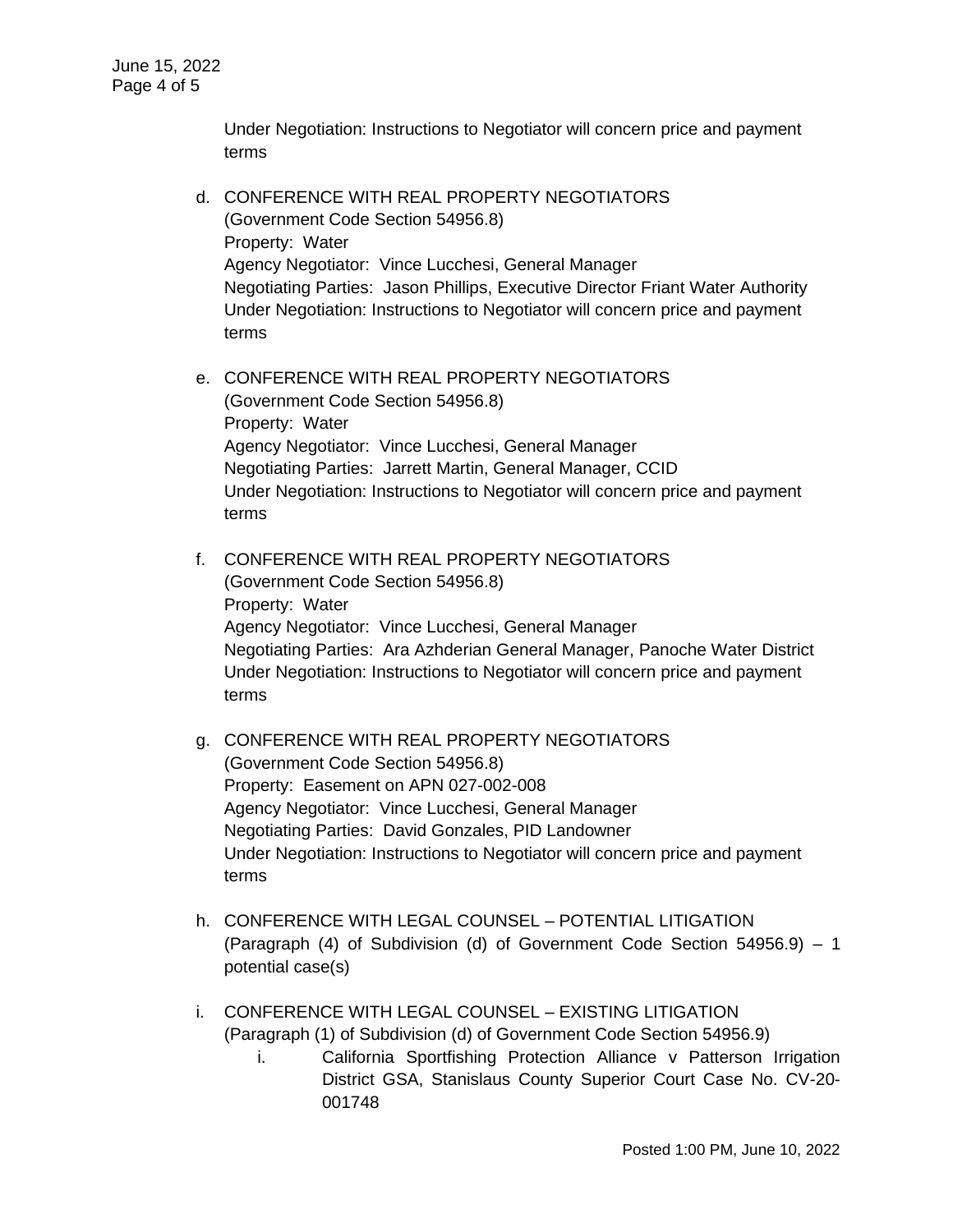Under Negotiation: Instructions to Negotiator will concern price and payment terms

d. CONFERENCE WITH REAL PROPERTY NEGOTIATORS
   (Government Code Section 54956.8)
   Property: Water
   Agency Negotiator: Vince Lucchesi, General Manager
   Negotiating Parties: Jason Phillips, Executive Director Friant Water Authority
   Under Negotiation: Instructions to Negotiator will concern price and payment terms

e. CONFERENCE WITH REAL PROPERTY NEGOTIATORS
   (Government Code Section 54956.8)
   Property: Water
   Agency Negotiator: Vince Lucchesi, General Manager
   Negotiating Parties: Jarrett Martin, General Manager, CCID
   Under Negotiation: Instructions to Negotiator will concern price and payment terms

f. CONFERENCE WITH REAL PROPERTY NEGOTIATORS
   (Government Code Section 54956.8)
   Property: Water
   Agency Negotiator: Vince Lucchesi, General Manager
   Negotiating Parties: Ara Azhderian General Manager, Panoche Water District
   Under Negotiation: Instructions to Negotiator will concern price and payment terms

g. CONFERENCE WITH REAL PROPERTY NEGOTIATORS
   (Government Code Section 54956.8)
   Property: Easement on APN 027-002-008
   Agency Negotiator: Vince Lucchesi, General Manager
   Negotiating Parties: David Gonzales, PID Landowner
   Under Negotiation: Instructions to Negotiator will concern price and payment terms

h. CONFERENCE WITH LEGAL COUNSEL – POTENTIAL LITIGATION
   (Paragraph (4) of Subdivision (d) of Government Code Section 54956.9) – 1 potential case(s)

i. CONFERENCE WITH LEGAL COUNSEL – EXISTING LITIGATION
   (Paragraph (1) of Subdivision (d) of Government Code Section 54956.9)
   i. California Sportfishing Protection Alliance v Patterson Irrigation District GSA, Stanislaus County Superior Court Case No. CV-20-001748

Posted 1:00 PM, June 10, 2022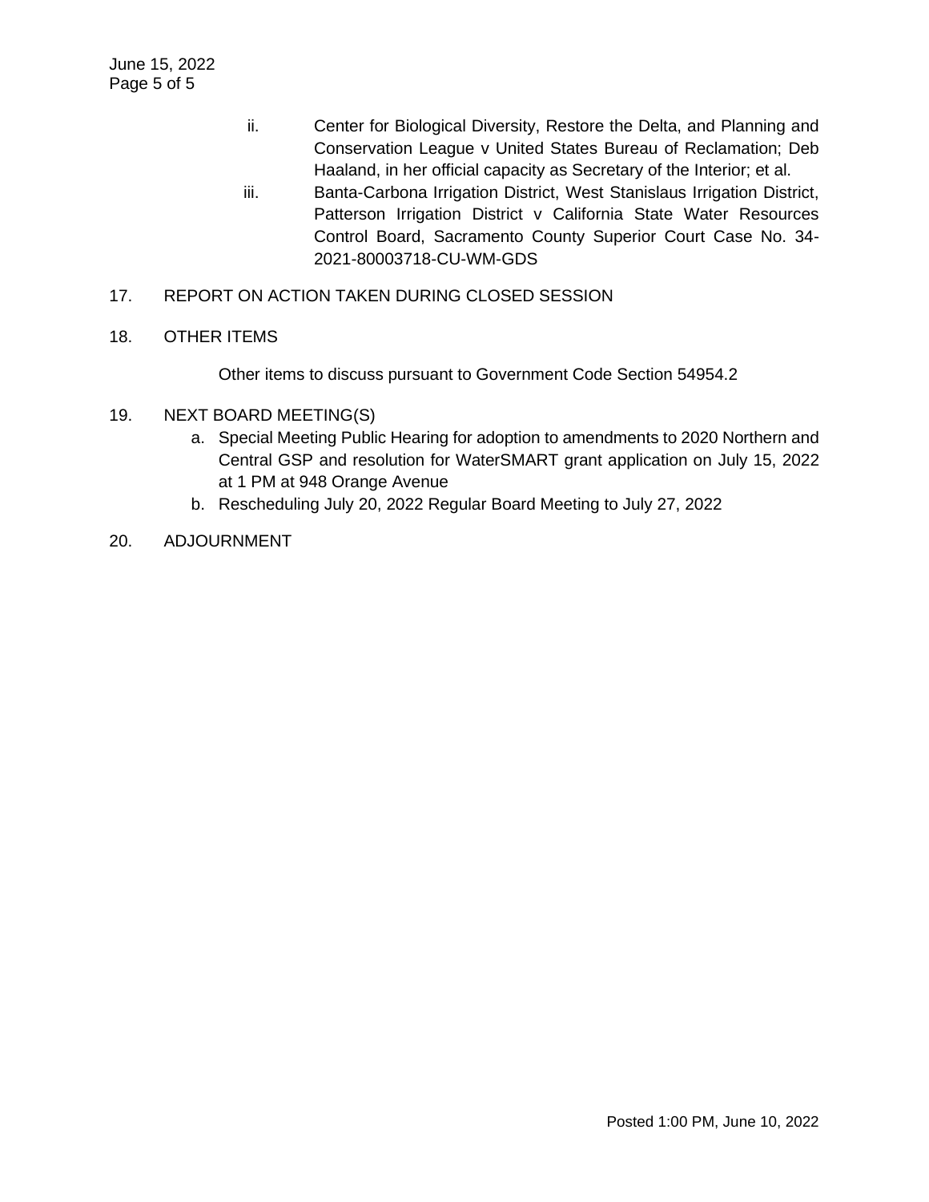ii. Center for Biological Diversity, Restore the Delta, and Planning and Conservation League v United States Bureau of Reclamation; Deb Haaland, in her official capacity as Secretary of the Interior; et al.

iii. Banta-Carbona Irrigation District, West Stanislaus Irrigation District, Patterson Irrigation District v California State Water Resources Control Board, Sacramento County Superior Court Case No. 34-2021-80003718-CU-WM-GDS

17. REPORT ON ACTION TAKEN DURING CLOSED SESSION

18. OTHER ITEMS

    Other items to discuss pursuant to Government Code Section 54954.2

19. NEXT BOARD MEETING(S)

    a. Special Meeting Public Hearing for adoption to amendments to 2020 Northern and Central GSP and resolution for WaterSMART grant application on July 15, 2022 at 1 PM at 948 Orange Avenue
    b. Rescheduling July 20, 2022 Regular Board Meeting to July 27, 2022

20. ADJOURNMENT

Posted 1:00 PM, June 10, 2022